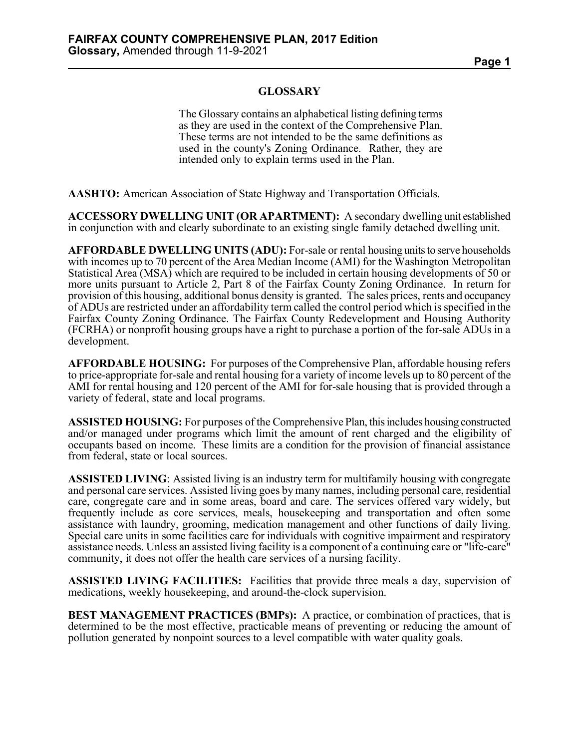# GLOSSARY

The Glossary contains an alphabetical listing defining terms as they are used in the context of the Comprehensive Plan. These terms are not intended to be the same definitions as used in the county's Zoning Ordinance. Rather, they are intended only to explain terms used in the Plan.

**AASHTO:** American Association of State Highway and Transportation Officials.

**ACCESSORY DWELLING UNIT (OR APARTMENT):** A secondary dwelling unit established in conjunction with and clearly subordinate to an existing single family detached dwelling unit.

**AFFORDABLE DWELLING UNITS (ADU):** For-sale or rental housing units to serve households with incomes up to 70 percent of the Area Median Income (AMI) for the Washington Metropolitan Statistical Area (MSA) which are required to be included in certain housing developments of 50 or more units pursuant to Article 2, Part 8 of the Fairfax County Zoning Ordinance. In return for provision of this housing, additional bonus density is granted. The sales prices, rents and occupancy of ADUs are restricted under an affordability term called the control period which is specified in the Fairfax County Zoning Ordinance. The Fairfax County Redevelopment and Housing Authority (FCRHA) or nonprofit housing groups have a right to purchase a portion of the for-sale ADUs in a development.

**AFFORDABLE HOUSING:** For purposes of the Comprehensive Plan, affordable housing refers to price-appropriate for-sale and rental housing for a variety of income levels up to 80 percent of the AMI for rental housing and 120 percent of the AMI for for-sale housing that is provided through a variety of federal, state and local programs.

**ASSISTED HOUSING:** For purposes of the Comprehensive Plan, this includes housing constructed and/or managed under programs which limit the amount of rent charged and the eligibility of occupants based on income. These limits are a condition for the provision of financial assistance from federal, state or local sources.

**ASSISTED LIVING**: Assisted living is an industry term for multifamily housing with congregate and personal care services. Assisted living goes by many names, including personal care, residential care, congregate care and in some areas, board and care. The services offered vary widely, but frequently include as core services, meals, housekeeping and transportation and often some assistance with laundry, grooming, medication management and other functions of daily living. Special care units in some facilities care for individuals with cognitive impairment and respiratory assistance needs. Unless an assisted living facility is a component of a continuing care or "life-care" community, it does not offer the health care services of a nursing facility.

**ASSISTED LIVING FACILITIES:** Facilities that provide three meals a day, supervision of medications, weekly housekeeping, and around-the-clock supervision.

**BEST MANAGEMENT PRACTICES (BMPs):** A practice, or combination of practices, that is determined to be the most effective, practicable means of preventing or reducing the amount of pollution generated by nonpoint sources to a level compatible with water quality goals.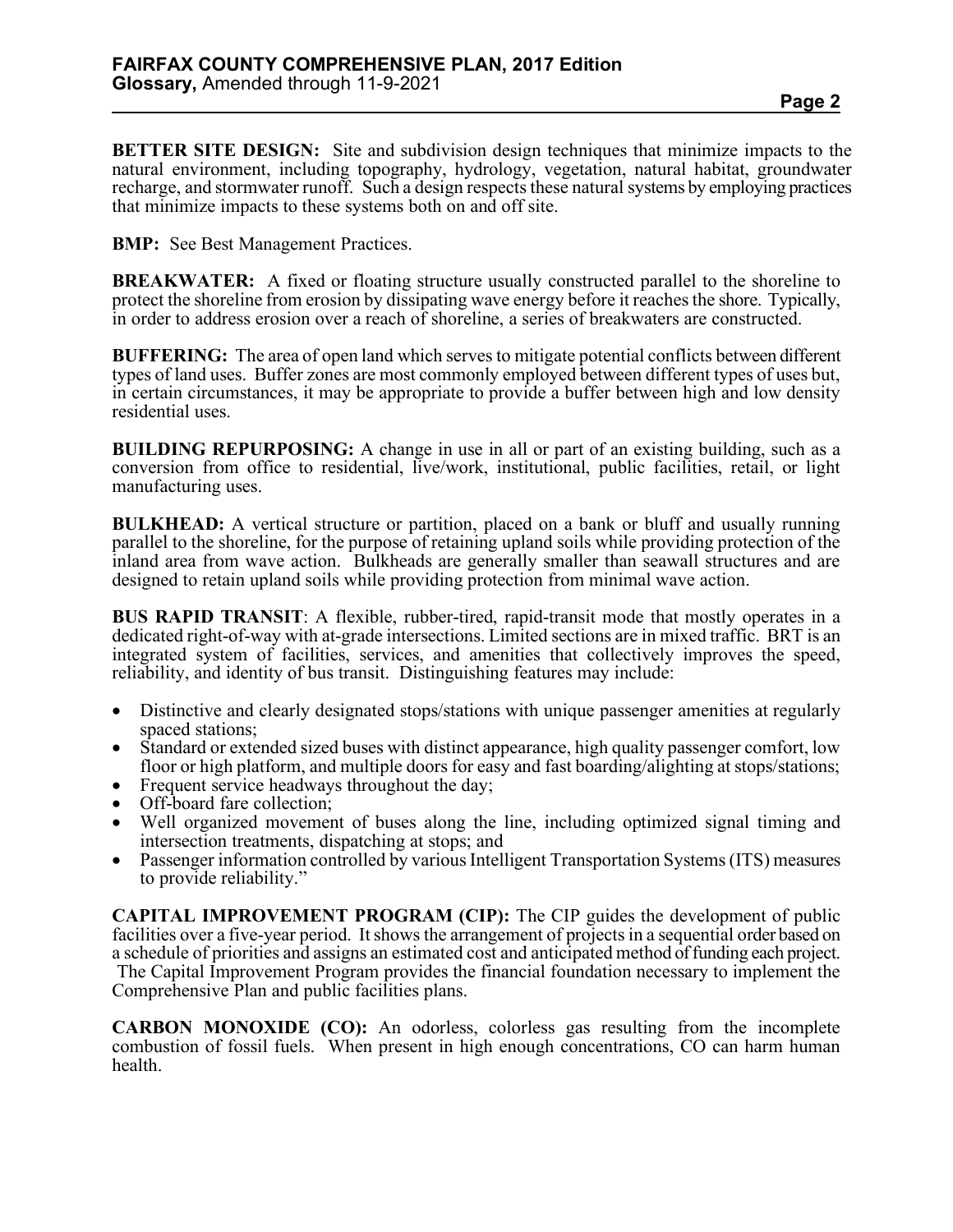**BETTER SITE DESIGN:** Site and subdivision design techniques that minimize impacts to the natural environment, including topography, hydrology, vegetation, natural habitat, groundwater recharge, and stormwater runoff. Such a design respects these natural systems by employing practices that minimize impacts to these systems both on and off site.

**BMP:** See Best Management Practices.

**BREAKWATER:** A fixed or floating structure usually constructed parallel to the shoreline to protect the shoreline from erosion by dissipating wave energy before it reaches the shore. Typically, in order to address erosion over a reach of shoreline, a series of breakwaters are constructed.

**BUFFERING:** The area of open land which serves to mitigate potential conflicts between different types of land uses. Buffer zones are most commonly employed between different types of uses but, in certain circumstances, it may be appropriate to provide a buffer between high and low density residential uses.

**BUILDING REPURPOSING:** A change in use in all or part of an existing building, such as a conversion from office to residential, live/work, institutional, public facilities, retail, or light manufacturing uses.

**BULKHEAD:** A vertical structure or partition, placed on a bank or bluff and usually running parallel to the shoreline, for the purpose of retaining upland soils while providing protection of the inland area from wave action. Bulkheads are generally smaller than seawall structures and are designed to retain upland soils while providing protection from minimal wave action.

**BUS RAPID TRANSIT**: A flexible, rubber-tired, rapid-transit mode that mostly operates in a dedicated right-of-way with at-grade intersections. Limited sections are in mixed traffic. BRT is an integrated system of facilities, services, and amenities that collectively improves the speed, reliability, and identity of bus transit. Distinguishing features may include:

- Distinctive and clearly designated stops/stations with unique passenger amenities at regularly spaced stations;
- Standard or extended sized buses with distinct appearance, high quality passenger comfort, low floor or high platform, and multiple doors for easy and fast boarding/alighting at stops/stations;
- Frequent service headways throughout the day;
- Off-board fare collection;
- Well organized movement of buses along the line, including optimized signal timing and intersection treatments, dispatching at stops; and
- Passenger information controlled by various Intelligent Transportation Systems (ITS) measures to provide reliability."

**CAPITAL IMPROVEMENT PROGRAM (CIP):** The CIP guides the development of public facilities over a five-year period. It shows the arrangement of projects in a sequential order based on a schedule of priorities and assigns an estimated cost and anticipated method of funding each project. The Capital Improvement Program provides the financial foundation necessary to implement the Comprehensive Plan and public facilities plans.

**CARBON MONOXIDE (CO):** An odorless, colorless gas resulting from the incomplete combustion of fossil fuels. When present in high enough concentrations, CO can harm human health.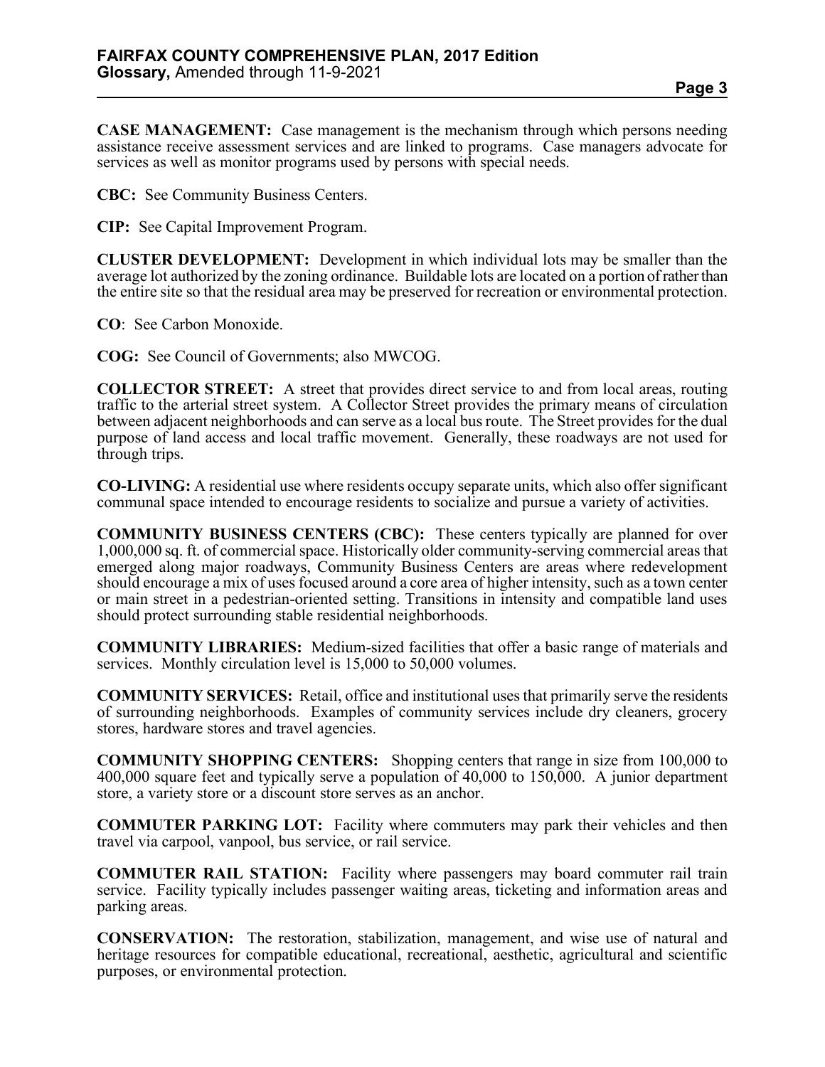**CASE MANAGEMENT:** Case management is the mechanism through which persons needing assistance receive assessment services and are linked to programs. Case managers advocate for services as well as monitor programs used by persons with special needs.

**CBC:** See Community Business Centers.

**CIP:** See Capital Improvement Program.

**CLUSTER DEVELOPMENT:** Development in which individual lots may be smaller than the average lot authorized by the zoning ordinance. Buildable lots are located on a portion of rather than the entire site so that the residual area may be preserved for recreation or environmental protection.

**CO**: See Carbon Monoxide.

**COG:** See Council of Governments; also MWCOG.

**COLLECTOR STREET:** A street that provides direct service to and from local areas, routing traffic to the arterial street system. A Collector Street provides the primary means of circulation between adjacent neighborhoods and can serve as a local bus route. The Street provides for the dual purpose of land access and local traffic movement. Generally, these roadways are not used for through trips.

**CO-LIVING:** A residential use where residents occupy separate units, which also offer significant communal space intended to encourage residents to socialize and pursue a variety of activities.

**COMMUNITY BUSINESS CENTERS (CBC):** These centers typically are planned for over 1,000,000 sq. ft. of commercial space. Historically older community-serving commercial areas that emerged along major roadways, Community Business Centers are areas where redevelopment should encourage a mix of uses focused around a core area of higher intensity, such as a town center or main street in a pedestrian-oriented setting. Transitions in intensity and compatible land uses should protect surrounding stable residential neighborhoods.

**COMMUNITY LIBRARIES:** Medium-sized facilities that offer a basic range of materials and services. Monthly circulation level is 15,000 to 50,000 volumes.

**COMMUNITY SERVICES:** Retail, office and institutional uses that primarily serve the residents of surrounding neighborhoods. Examples of community services include dry cleaners, grocery stores, hardware stores and travel agencies.

**COMMUNITY SHOPPING CENTERS:** Shopping centers that range in size from 100,000 to 400,000 square feet and typically serve a population of 40,000 to 150,000. A junior department store, a variety store or a discount store serves as an anchor.

**COMMUTER PARKING LOT:** Facility where commuters may park their vehicles and then travel via carpool, vanpool, bus service, or rail service.

**COMMUTER RAIL STATION:** Facility where passengers may board commuter rail train service. Facility typically includes passenger waiting areas, ticketing and information areas and parking areas.

**CONSERVATION:** The restoration, stabilization, management, and wise use of natural and heritage resources for compatible educational, recreational, aesthetic, agricultural and scientific purposes, or environmental protection.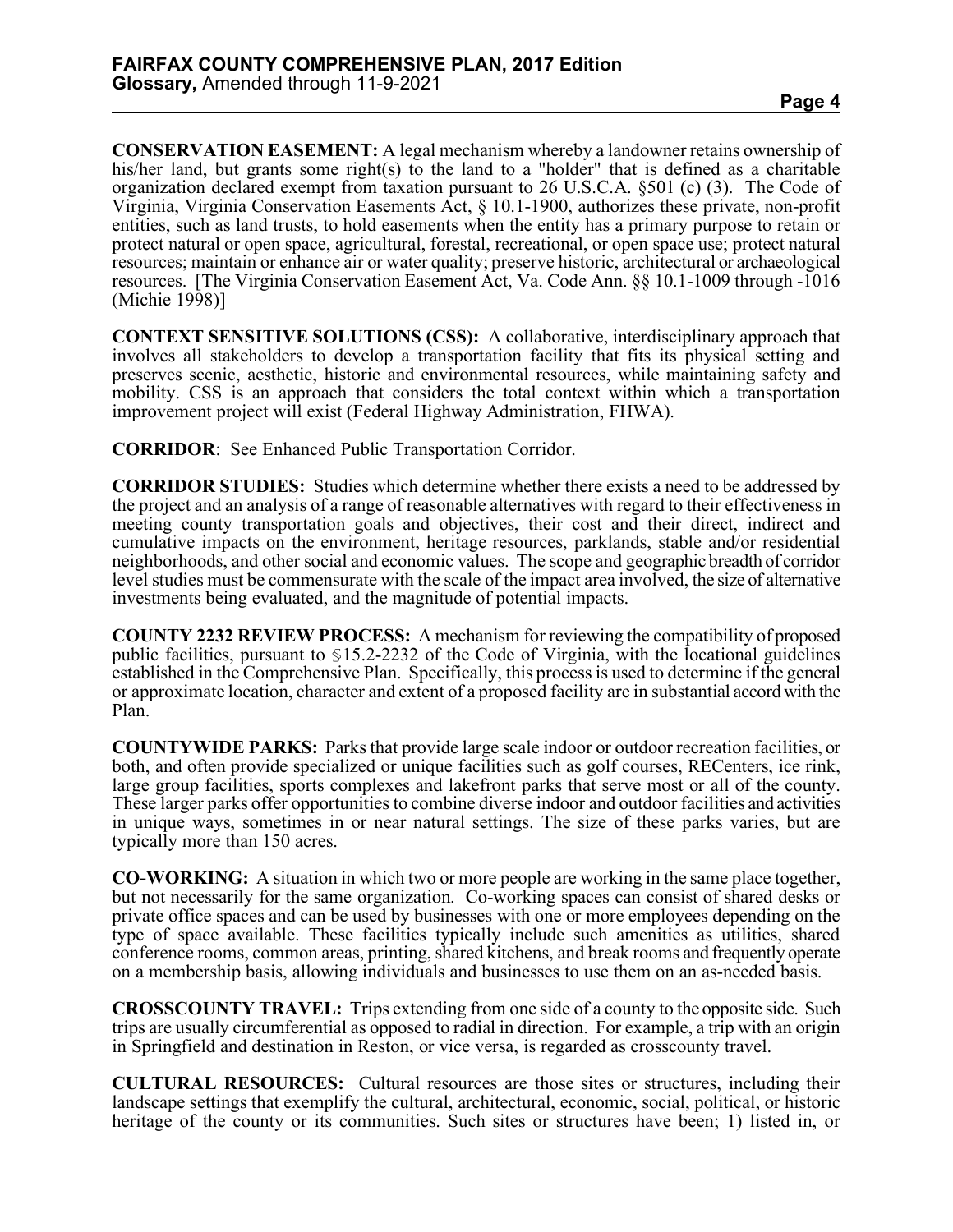**CONSERVATION EASEMENT:** A legal mechanism whereby a landowner retains ownership of his/her land, but grants some right(s) to the land to a "holder" that is defined as a charitable organization declared exempt from taxation pursuant to 26 U.S.C.A. §501 (c) (3). The Code of Virginia, Virginia Conservation Easements Act, § 10.1-1900, authorizes these private, non-profit entities, such as land trusts, to hold easements when the entity has a primary purpose to retain or protect natural or open space, agricultural, forestal, recreational, or open space use; protect natural resources; maintain or enhance air or water quality; preserve historic, architectural or archaeological resources. [The Virginia Conservation Easement Act, Va. Code Ann. §§ 10.1-1009 through -1016 (Michie 1998)]

**CONTEXT SENSITIVE SOLUTIONS (CSS):** A collaborative, interdisciplinary approach that involves all stakeholders to develop a transportation facility that fits its physical setting and preserves scenic, aesthetic, historic and environmental resources, while maintaining safety and mobility. CSS is an approach that considers the total context within which a transportation improvement project will exist (Federal Highway Administration, FHWA).

**CORRIDOR**: See Enhanced Public Transportation Corridor.

**CORRIDOR STUDIES:** Studies which determine whether there exists a need to be addressed by the project and an analysis of a range of reasonable alternatives with regard to their effectiveness in meeting county transportation goals and objectives, their cost and their direct, indirect and cumulative impacts on the environment, heritage resources, parklands, stable and/or residential neighborhoods, and other social and economic values. The scope and geographic breadth of corridor level studies must be commensurate with the scale of the impact area involved, the size of alternative investments being evaluated, and the magnitude of potential impacts.

**COUNTY 2232 REVIEW PROCESS:** A mechanism for reviewing the compatibility of proposed public facilities, pursuant to §15.2-2232 of the Code of Virginia, with the locational guidelines established in the Comprehensive Plan. Specifically, this process is used to determine if the general or approximate location, character and extent of a proposed facility are in substantial accord with the Plan.

**COUNTYWIDE PARKS:** Parks that provide large scale indoor or outdoor recreation facilities, or both, and often provide specialized or unique facilities such as golf courses, RECenters, ice rink, large group facilities, sports complexes and lakefront parks that serve most or all of the county. These larger parks offer opportunities to combine diverse indoor and outdoor facilities and activities in unique ways, sometimes in or near natural settings. The size of these parks varies, but are typically more than 150 acres.

**CO-WORKING:** A situation in which two or more people are working in the same place together, but not necessarily for the same organization. Co-working spaces can consist of shared desks or private office spaces and can be used by businesses with one or more employees depending on the type of space available. These facilities typically include such amenities as utilities, shared conference rooms, common areas, printing, shared kitchens, and break rooms and frequently operate on a membership basis, allowing individuals and businesses to use them on an as-needed basis.

**CROSSCOUNTY TRAVEL:** Trips extending from one side of a county to the opposite side. Such trips are usually circumferential as opposed to radial in direction. For example, a trip with an origin in Springfield and destination in Reston, or vice versa, is regarded as crosscounty travel.

**CULTURAL RESOURCES:** Cultural resources are those sites or structures, including their landscape settings that exemplify the cultural, architectural, economic, social, political, or historic heritage of the county or its communities. Such sites or structures have been; 1) listed in, or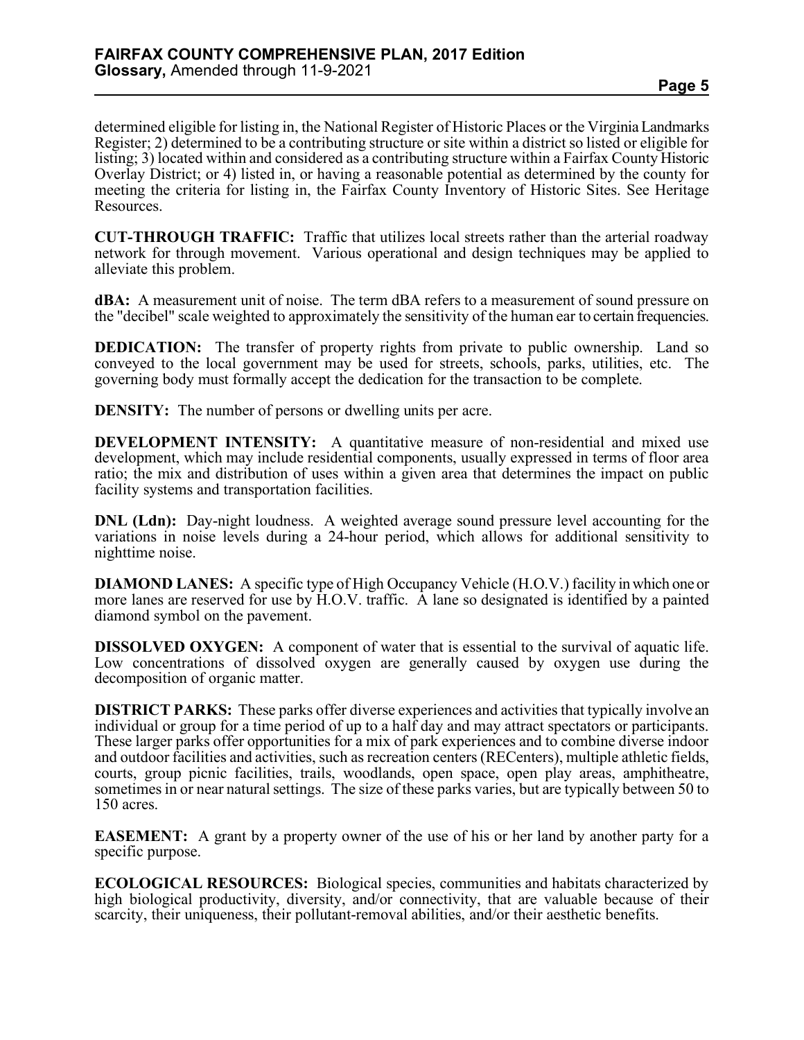determined eligible for listing in, the National Register of Historic Places or the Virginia Landmarks Register; 2) determined to be a contributing structure or site within a district so listed or eligible for listing; 3) located within and considered as a contributing structure within a Fairfax County Historic Overlay District; or 4) listed in, or having a reasonable potential as determined by the county for meeting the criteria for listing in, the Fairfax County Inventory of Historic Sites. See Heritage Resources.

**CUT-THROUGH TRAFFIC:** Traffic that utilizes local streets rather than the arterial roadway network for through movement. Various operational and design techniques may be applied to alleviate this problem.

**dBA:** A measurement unit of noise. The term dBA refers to a measurement of sound pressure on the "decibel" scale weighted to approximately the sensitivity of the human ear to certain frequencies.

**DEDICATION:** The transfer of property rights from private to public ownership. Land so conveyed to the local government may be used for streets, schools, parks, utilities, etc. The governing body must formally accept the dedication for the transaction to be complete.

**DENSITY:** The number of persons or dwelling units per acre.

**DEVELOPMENT INTENSITY:** A quantitative measure of non-residential and mixed use development, which may include residential components, usually expressed in terms of floor area ratio; the mix and distribution of uses within a given area that determines the impact on public facility systems and transportation facilities.

**DNL (Ldn):** Day-night loudness. A weighted average sound pressure level accounting for the variations in noise levels during a 24-hour period, which allows for additional sensitivity to nighttime noise.

**DIAMOND LANES:** A specific type of High Occupancy Vehicle (H.O.V.) facility in which one or more lanes are reserved for use by H.O.V. traffic. A lane so designated is identified by a painted diamond symbol on the pavement.

**DISSOLVED OXYGEN:** A component of water that is essential to the survival of aquatic life. Low concentrations of dissolved oxygen are generally caused by oxygen use during the decomposition of organic matter.

**DISTRICT PARKS:** These parks offer diverse experiences and activities that typically involve an individual or group for a time period of up to a half day and may attract spectators or participants. These larger parks offer opportunities for a mix of park experiences and to combine diverse indoor and outdoor facilities and activities, such as recreation centers (RECenters), multiple athletic fields, courts, group picnic facilities, trails, woodlands, open space, open play areas, amphitheatre, sometimes in or near natural settings. The size of these parks varies, but are typically between 50 to 150 acres.

**EASEMENT:** A grant by a property owner of the use of his or her land by another party for a specific purpose.

**ECOLOGICAL RESOURCES:** Biological species, communities and habitats characterized by high biological productivity, diversity, and/or connectivity, that are valuable because of their scarcity, their uniqueness, their pollutant-removal abilities, and/or their aesthetic benefits.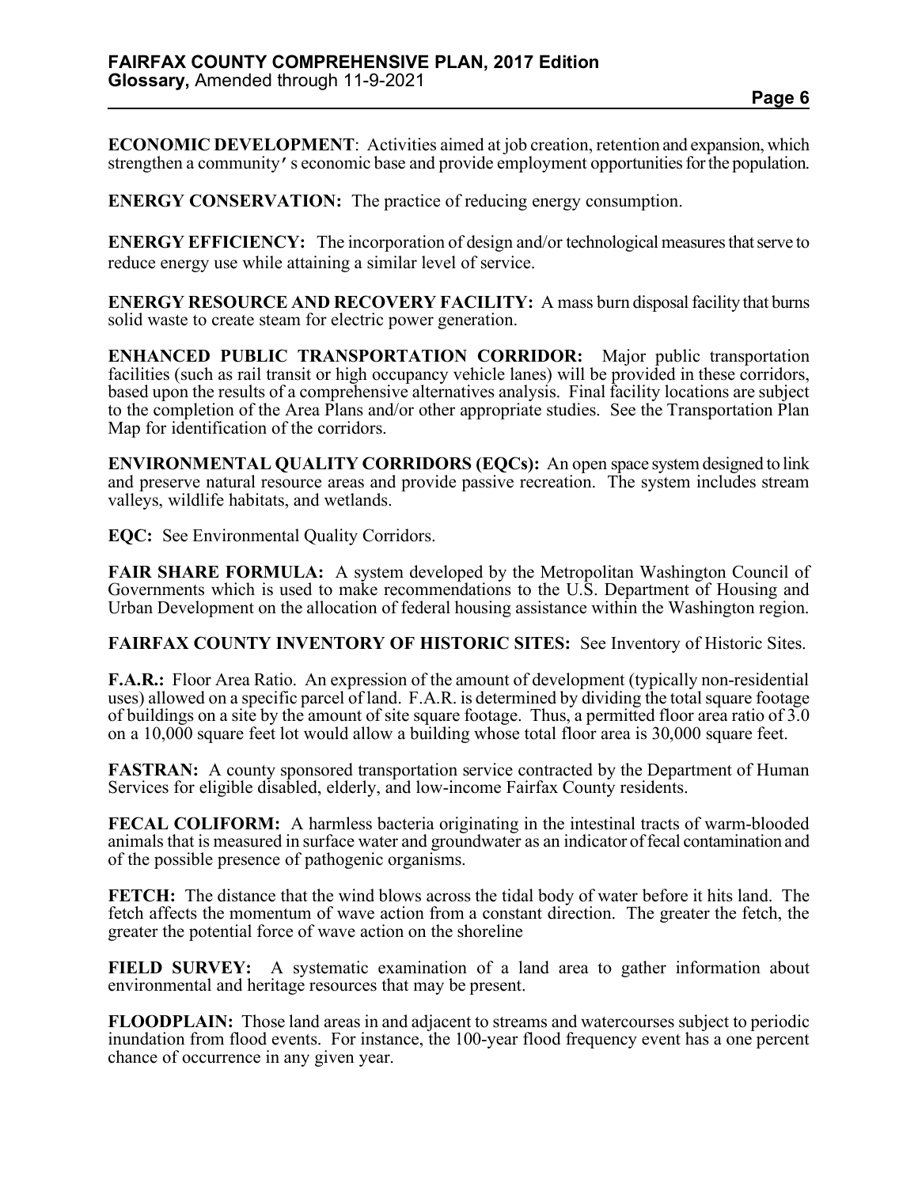**ECONOMIC DEVELOPMENT**: Activities aimed at job creation, retention and expansion, which strengthen a community's economic base and provide employment opportunities for the population.

**ENERGY CONSERVATION:** The practice of reducing energy consumption.

**ENERGY EFFICIENCY:** The incorporation of design and/or technological measures that serve to reduce energy use while attaining a similar level of service.

**ENERGY RESOURCE AND RECOVERY FACILITY:** A mass burn disposal facility that burns solid waste to create steam for electric power generation.

**ENHANCED PUBLIC TRANSPORTATION CORRIDOR:** Major public transportation facilities (such as rail transit or high occupancy vehicle lanes) will be provided in these corridors, based upon the results of a comprehensive alternatives analysis. Final facility locations are subject to the completion of the Area Plans and/or other appropriate studies. See the Transportation Plan Map for identification of the corridors.

**ENVIRONMENTAL QUALITY CORRIDORS (EQCs):** An open space system designed to link and preserve natural resource areas and provide passive recreation. The system includes stream valleys, wildlife habitats, and wetlands.

**EQC:** See Environmental Quality Corridors.

**FAIR SHARE FORMULA:** A system developed by the Metropolitan Washington Council of Governments which is used to make recommendations to the U.S. Department of Housing and Urban Development on the allocation of federal housing assistance within the Washington region.

**FAIRFAX COUNTY INVENTORY OF HISTORIC SITES:** See Inventory of Historic Sites.

**F.A.R.:** Floor Area Ratio. An expression of the amount of development (typically non-residential uses) allowed on a specific parcel of land. F.A.R. is determined by dividing the total square footage of buildings on a site by the amount of site square footage. Thus, a permitted floor area ratio of 3.0 on a 10,000 square feet lot would allow a building whose total floor area is 30,000 square feet.

**FASTRAN:** A county sponsored transportation service contracted by the Department of Human Services for eligible disabled, elderly, and low-income Fairfax County residents.

**FECAL COLIFORM:** A harmless bacteria originating in the intestinal tracts of warm-blooded animals that is measured in surface water and groundwater as an indicator of fecal contamination and of the possible presence of pathogenic organisms.

**FETCH:** The distance that the wind blows across the tidal body of water before it hits land. The fetch affects the momentum of wave action from a constant direction. The greater the fetch, the greater the potential force of wave action on the shoreline

**FIELD SURVEY:** A systematic examination of a land area to gather information about environmental and heritage resources that may be present.

**FLOODPLAIN:** Those land areas in and adjacent to streams and watercourses subject to periodic inundation from flood events. For instance, the 100-year flood frequency event has a one percent chance of occurrence in any given year.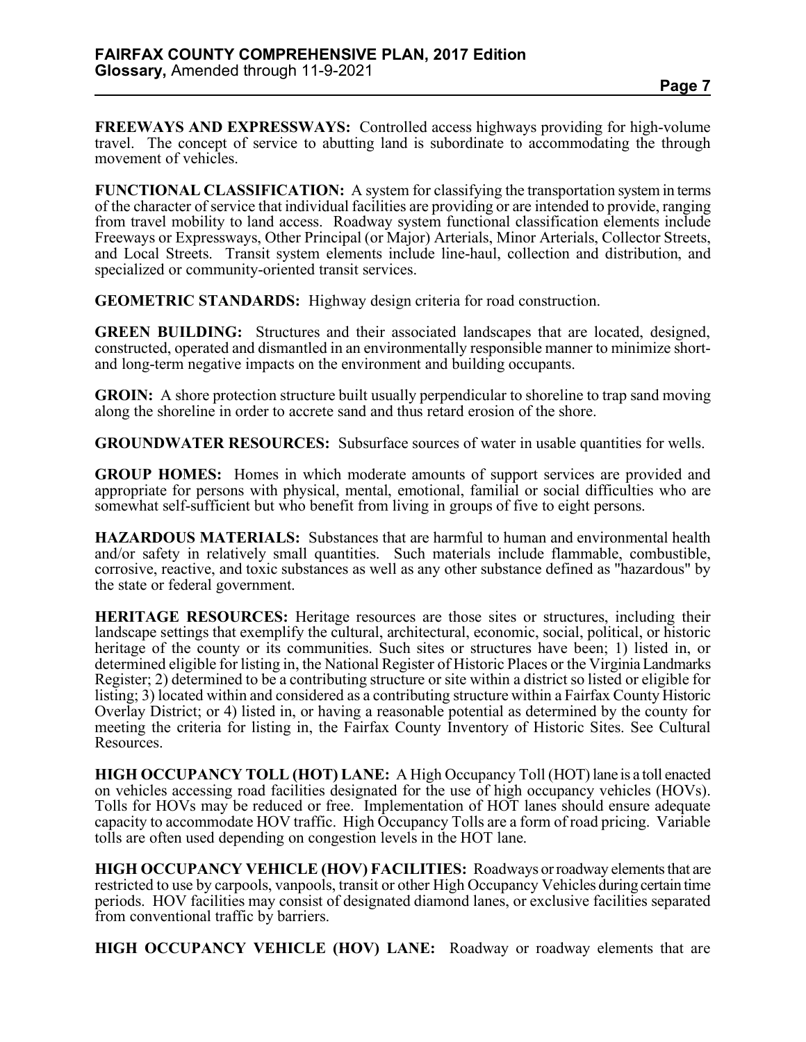**FREEWAYS AND EXPRESSWAYS:** Controlled access highways providing for high-volume travel. The concept of service to abutting land is subordinate to accommodating the through movement of vehicles.

**FUNCTIONAL CLASSIFICATION:** A system for classifying the transportation system in terms of the character of service that individual facilities are providing or are intended to provide, ranging from travel mobility to land access. Roadway system functional classification elements include Freeways or Expressways, Other Principal (or Major) Arterials, Minor Arterials, Collector Streets, and Local Streets. Transit system elements include line-haul, collection and distribution, and specialized or community-oriented transit services.

**GEOMETRIC STANDARDS:** Highway design criteria for road construction.

**GREEN BUILDING:** Structures and their associated landscapes that are located, designed, constructed, operated and dismantled in an environmentally responsible manner to minimize short- and long-term negative impacts on the environment and building occupants.

**GROIN:** A shore protection structure built usually perpendicular to shoreline to trap sand moving along the shoreline in order to accrete sand and thus retard erosion of the shore.

**GROUNDWATER RESOURCES:** Subsurface sources of water in usable quantities for wells.

**GROUP HOMES:** Homes in which moderate amounts of support services are provided and appropriate for persons with physical, mental, emotional, familial or social difficulties who are somewhat self-sufficient but who benefit from living in groups of five to eight persons.

**HAZARDOUS MATERIALS:** Substances that are harmful to human and environmental health and/or safety in relatively small quantities. Such materials include flammable, combustible, corrosive, reactive, and toxic substances as well as any other substance defined as "hazardous" by the state or federal government.

**HERITAGE RESOURCES:** Heritage resources are those sites or structures, including their landscape settings that exemplify the cultural, architectural, economic, social, political, or historic heritage of the county or its communities. Such sites or structures have been; 1) listed in, or determined eligible for listing in, the National Register of Historic Places or the Virginia Landmarks Register; 2) determined to be a contributing structure or site within a district so listed or eligible for listing; 3) located within and considered as a contributing structure within a Fairfax County Historic Overlay District; or 4) listed in, or having a reasonable potential as determined by the county for meeting the criteria for listing in, the Fairfax County Inventory of Historic Sites. See Cultural Resources.

**HIGH OCCUPANCY TOLL (HOT) LANE:** A High Occupancy Toll (HOT) lane is a toll enacted on vehicles accessing road facilities designated for the use of high occupancy vehicles (HOVs). Tolls for HOVs may be reduced or free. Implementation of HOT lanes should ensure adequate capacity to accommodate HOV traffic. High Occupancy Tolls are a form of road pricing. Variable tolls are often used depending on congestion levels in the HOT lane.

**HIGH OCCUPANCY VEHICLE (HOV) FACILITIES:** Roadways or roadway elements that are restricted to use by carpools, vanpools, transit or other High Occupancy Vehicles during certain time periods. HOV facilities may consist of designated diamond lanes, or exclusive facilities separated from conventional traffic by barriers.

**HIGH OCCUPANCY VEHICLE (HOV) LANE:** Roadway or roadway elements that are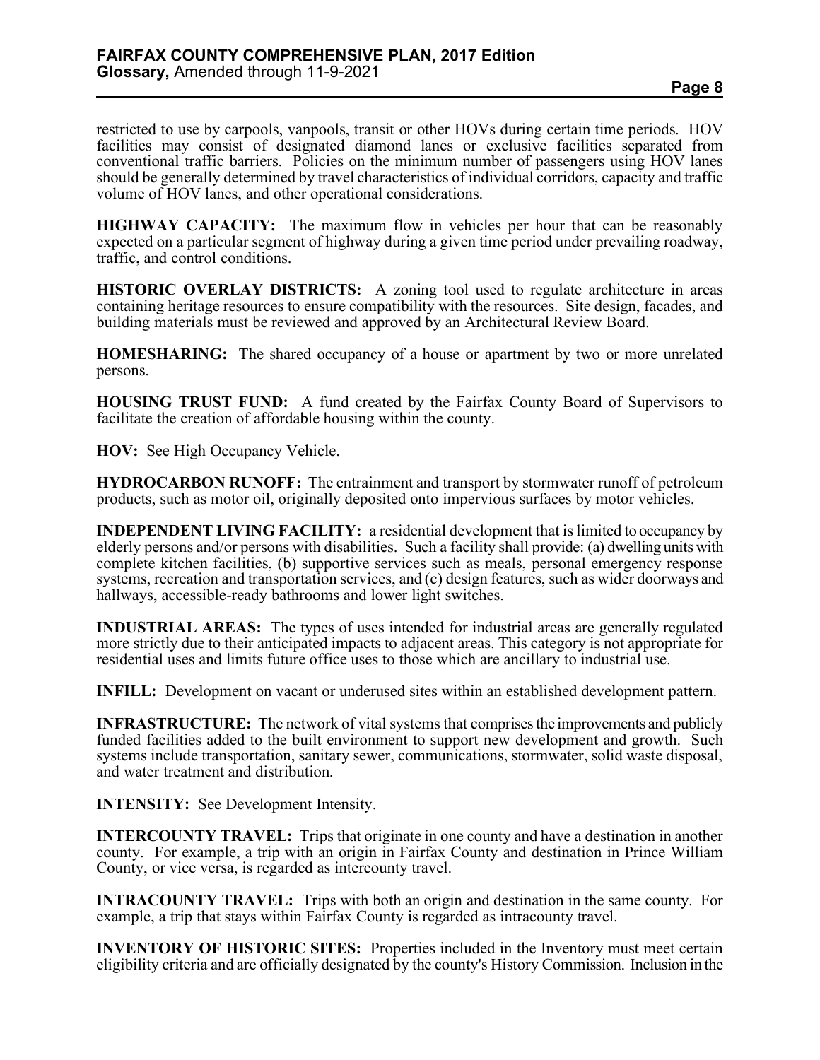restricted to use by carpools, vanpools, transit or other HOVs during certain time periods. HOV facilities may consist of designated diamond lanes or exclusive facilities separated from conventional traffic barriers. Policies on the minimum number of passengers using HOV lanes should be generally determined by travel characteristics of individual corridors, capacity and traffic volume of HOV lanes, and other operational considerations.

**HIGHWAY CAPACITY:** The maximum flow in vehicles per hour that can be reasonably expected on a particular segment of highway during a given time period under prevailing roadway, traffic, and control conditions.

**HISTORIC OVERLAY DISTRICTS:** A zoning tool used to regulate architecture in areas containing heritage resources to ensure compatibility with the resources. Site design, facades, and building materials must be reviewed and approved by an Architectural Review Board.

**HOMESHARING:** The shared occupancy of a house or apartment by two or more unrelated persons.

**HOUSING TRUST FUND:** A fund created by the Fairfax County Board of Supervisors to facilitate the creation of affordable housing within the county.

**HOV:** See High Occupancy Vehicle.

**HYDROCARBON RUNOFF:** The entrainment and transport by stormwater runoff of petroleum products, such as motor oil, originally deposited onto impervious surfaces by motor vehicles.

**INDEPENDENT LIVING FACILITY:** a residential development that is limited to occupancy by elderly persons and/or persons with disabilities. Such a facility shall provide: (a) dwelling units with complete kitchen facilities, (b) supportive services such as meals, personal emergency response systems, recreation and transportation services, and (c) design features, such as wider doorways and hallways, accessible-ready bathrooms and lower light switches.

**INDUSTRIAL AREAS:** The types of uses intended for industrial areas are generally regulated more strictly due to their anticipated impacts to adjacent areas. This category is not appropriate for residential uses and limits future office uses to those which are ancillary to industrial use.

**INFILL:** Development on vacant or underused sites within an established development pattern.

**INFRASTRUCTURE:** The network of vital systems that comprises the improvements and publicly funded facilities added to the built environment to support new development and growth. Such systems include transportation, sanitary sewer, communications, stormwater, solid waste disposal, and water treatment and distribution.

**INTENSITY:** See Development Intensity.

**INTERCOUNTY TRAVEL:** Trips that originate in one county and have a destination in another county. For example, a trip with an origin in Fairfax County and destination in Prince William County, or vice versa, is regarded as intercounty travel.

**INTRACOUNTY TRAVEL:** Trips with both an origin and destination in the same county. For example, a trip that stays within Fairfax County is regarded as intracounty travel.

**INVENTORY OF HISTORIC SITES:** Properties included in the Inventory must meet certain eligibility criteria and are officially designated by the county's History Commission. Inclusion in the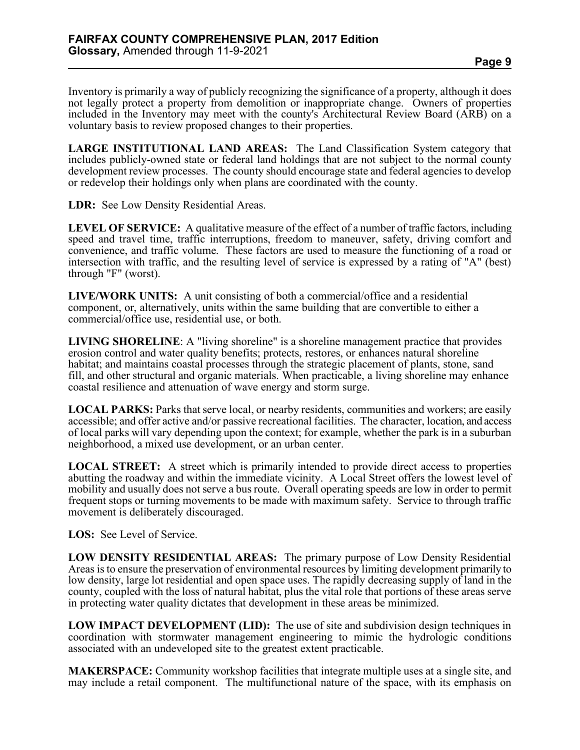Inventory is primarily a way of publicly recognizing the significance of a property, although it does not legally protect a property from demolition or inappropriate change. Owners of properties included in the Inventory may meet with the county's Architectural Review Board (ARB) on a voluntary basis to review proposed changes to their properties.

**LARGE INSTITUTIONAL LAND AREAS:** The Land Classification System category that includes publicly-owned state or federal land holdings that are not subject to the normal county development review processes. The county should encourage state and federal agencies to develop or redevelop their holdings only when plans are coordinated with the county.

**LDR:** See Low Density Residential Areas.

**LEVEL OF SERVICE:** A qualitative measure of the effect of a number of traffic factors, including speed and travel time, traffic interruptions, freedom to maneuver, safety, driving comfort and convenience, and traffic volume. These factors are used to measure the functioning of a road or intersection with traffic, and the resulting level of service is expressed by a rating of "A" (best) through "F" (worst).

**LIVE/WORK UNITS:** A unit consisting of both a commercial/office and a residential component, or, alternatively, units within the same building that are convertible to either a commercial/office use, residential use, or both.

**LIVING SHORELINE**: A "living shoreline" is a shoreline management practice that provides erosion control and water quality benefits; protects, restores, or enhances natural shoreline habitat; and maintains coastal processes through the strategic placement of plants, stone, sand fill, and other structural and organic materials. When practicable, a living shoreline may enhance coastal resilience and attenuation of wave energy and storm surge.

**LOCAL PARKS:** Parks that serve local, or nearby residents, communities and workers; are easily accessible; and offer active and/or passive recreational facilities. The character, location, and access of local parks will vary depending upon the context; for example, whether the park is in a suburban neighborhood, a mixed use development, or an urban center.

**LOCAL STREET:** A street which is primarily intended to provide direct access to properties abutting the roadway and within the immediate vicinity. A Local Street offers the lowest level of mobility and usually does not serve a bus route. Overall operating speeds are low in order to permit frequent stops or turning movements to be made with maximum safety. Service to through traffic movement is deliberately discouraged.

**LOS:** See Level of Service.

**LOW DENSITY RESIDENTIAL AREAS:** The primary purpose of Low Density Residential Areas is to ensure the preservation of environmental resources by limiting development primarily to low density, large lot residential and open space uses. The rapidly decreasing supply of land in the county, coupled with the loss of natural habitat, plus the vital role that portions of these areas serve in protecting water quality dictates that development in these areas be minimized.

**LOW IMPACT DEVELOPMENT (LID):** The use of site and subdivision design techniques in coordination with stormwater management engineering to mimic the hydrologic conditions associated with an undeveloped site to the greatest extent practicable.

**MAKERSPACE:** Community workshop facilities that integrate multiple uses at a single site, and may include a retail component. The multifunctional nature of the space, with its emphasis on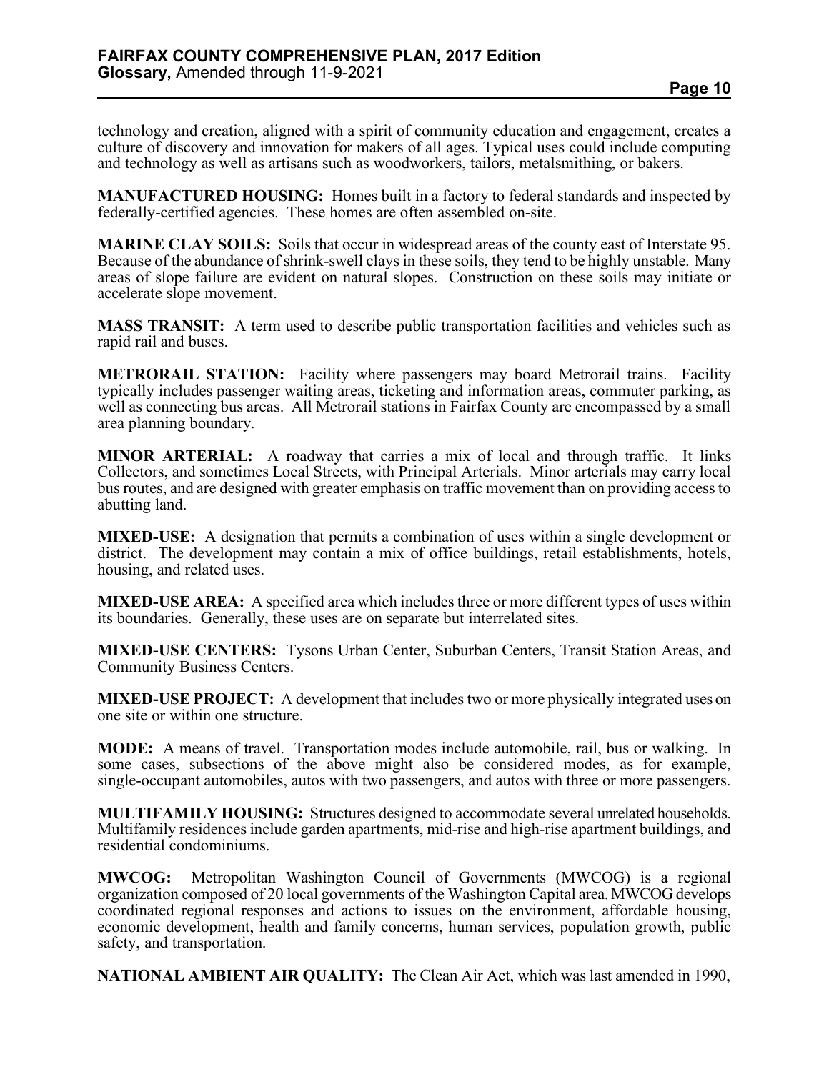technology and creation, aligned with a spirit of community education and engagement, creates a culture of discovery and innovation for makers of all ages. Typical uses could include computing and technology as well as artisans such as woodworkers, tailors, metalsmithing, or bakers.

**MANUFACTURED HOUSING:** Homes built in a factory to federal standards and inspected by federally-certified agencies. These homes are often assembled on-site.

**MARINE CLAY SOILS:** Soils that occur in widespread areas of the county east of Interstate 95. Because of the abundance of shrink-swell clays in these soils, they tend to be highly unstable. Many areas of slope failure are evident on natural slopes. Construction on these soils may initiate or accelerate slope movement.

**MASS TRANSIT:** A term used to describe public transportation facilities and vehicles such as rapid rail and buses.

**METRORAIL STATION:** Facility where passengers may board Metrorail trains. Facility typically includes passenger waiting areas, ticketing and information areas, commuter parking, as well as connecting bus areas. All Metrorail stations in Fairfax County are encompassed by a small area planning boundary.

**MINOR ARTERIAL:** A roadway that carries a mix of local and through traffic. It links Collectors, and sometimes Local Streets, with Principal Arterials. Minor arterials may carry local bus routes, and are designed with greater emphasis on traffic movement than on providing access to abutting land.

**MIXED-USE:** A designation that permits a combination of uses within a single development or district. The development may contain a mix of office buildings, retail establishments, hotels, housing, and related uses.

**MIXED-USE AREA:** A specified area which includes three or more different types of uses within its boundaries. Generally, these uses are on separate but interrelated sites.

**MIXED-USE CENTERS:** Tysons Urban Center, Suburban Centers, Transit Station Areas, and Community Business Centers.

**MIXED-USE PROJECT:** A development that includes two or more physically integrated uses on one site or within one structure.

**MODE:** A means of travel. Transportation modes include automobile, rail, bus or walking. In some cases, subsections of the above might also be considered modes, as for example, single-occupant automobiles, autos with two passengers, and autos with three or more passengers.

**MULTIFAMILY HOUSING:** Structures designed to accommodate several unrelated households. Multifamily residences include garden apartments, mid-rise and high-rise apartment buildings, and residential condominiums.

**MWCOG:** Metropolitan Washington Council of Governments (MWCOG) is a regional organization composed of 20 local governments of the Washington Capital area. MWCOG develops coordinated regional responses and actions to issues on the environment, affordable housing, economic development, health and family concerns, human services, population growth, public safety, and transportation.

**NATIONAL AMBIENT AIR QUALITY:** The Clean Air Act, which was last amended in 1990,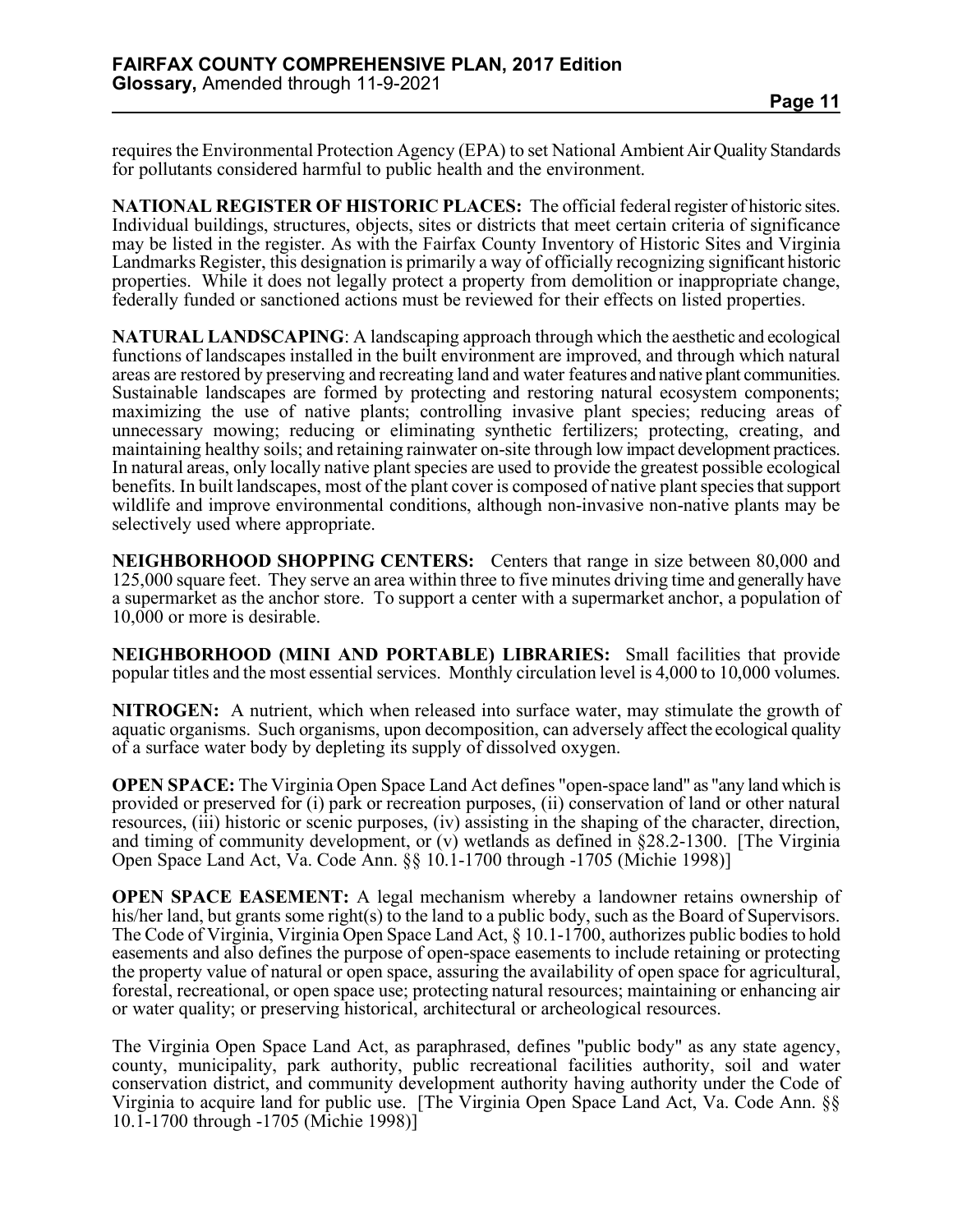requires the Environmental Protection Agency (EPA) to set National Ambient Air Quality Standards for pollutants considered harmful to public health and the environment.

**NATIONAL REGISTER OF HISTORIC PLACES:** The official federal register of historic sites. Individual buildings, structures, objects, sites or districts that meet certain criteria of significance may be listed in the register. As with the Fairfax County Inventory of Historic Sites and Virginia Landmarks Register, this designation is primarily a way of officially recognizing significant historic properties. While it does not legally protect a property from demolition or inappropriate change, federally funded or sanctioned actions must be reviewed for their effects on listed properties.

**NATURAL LANDSCAPING**: A landscaping approach through which the aesthetic and ecological functions of landscapes installed in the built environment are improved, and through which natural areas are restored by preserving and recreating land and water features and native plant communities. Sustainable landscapes are formed by protecting and restoring natural ecosystem components; maximizing the use of native plants; controlling invasive plant species; reducing areas of unnecessary mowing; reducing or eliminating synthetic fertilizers; protecting, creating, and maintaining healthy soils; and retaining rainwater on-site through low impact development practices. In natural areas, only locally native plant species are used to provide the greatest possible ecological benefits. In built landscapes, most of the plant cover is composed of native plant species that support wildlife and improve environmental conditions, although non-invasive non-native plants may be selectively used where appropriate.

**NEIGHBORHOOD SHOPPING CENTERS:** Centers that range in size between 80,000 and 125,000 square feet. They serve an area within three to five minutes driving time and generally have a supermarket as the anchor store. To support a center with a supermarket anchor, a population of 10,000 or more is desirable.

**NEIGHBORHOOD (MINI AND PORTABLE) LIBRARIES:** Small facilities that provide popular titles and the most essential services. Monthly circulation level is 4,000 to 10,000 volumes.

**NITROGEN:** A nutrient, which when released into surface water, may stimulate the growth of aquatic organisms. Such organisms, upon decomposition, can adversely affect the ecological quality of a surface water body by depleting its supply of dissolved oxygen.

**OPEN SPACE:** The Virginia Open Space Land Act defines "open-space land" as "any land which is provided or preserved for (i) park or recreation purposes, (ii) conservation of land or other natural resources, (iii) historic or scenic purposes, (iv) assisting in the shaping of the character, direction, and timing of community development, or (v) wetlands as defined in §28.2-1300. [The Virginia Open Space Land Act, Va. Code Ann. §§ 10.1-1700 through -1705 (Michie 1998)]

**OPEN SPACE EASEMENT:** A legal mechanism whereby a landowner retains ownership of his/her land, but grants some right(s) to the land to a public body, such as the Board of Supervisors. The Code of Virginia, Virginia Open Space Land Act, § 10.1-1700, authorizes public bodies to hold easements and also defines the purpose of open-space easements to include retaining or protecting the property value of natural or open space, assuring the availability of open space for agricultural, forestal, recreational, or open space use; protecting natural resources; maintaining or enhancing air or water quality; or preserving historical, architectural or archeological resources.

The Virginia Open Space Land Act, as paraphrased, defines "public body" as any state agency, county, municipality, park authority, public recreational facilities authority, soil and water conservation district, and community development authority having authority under the Code of Virginia to acquire land for public use. [The Virginia Open Space Land Act, Va. Code Ann. §§ 10.1-1700 through -1705 (Michie 1998)]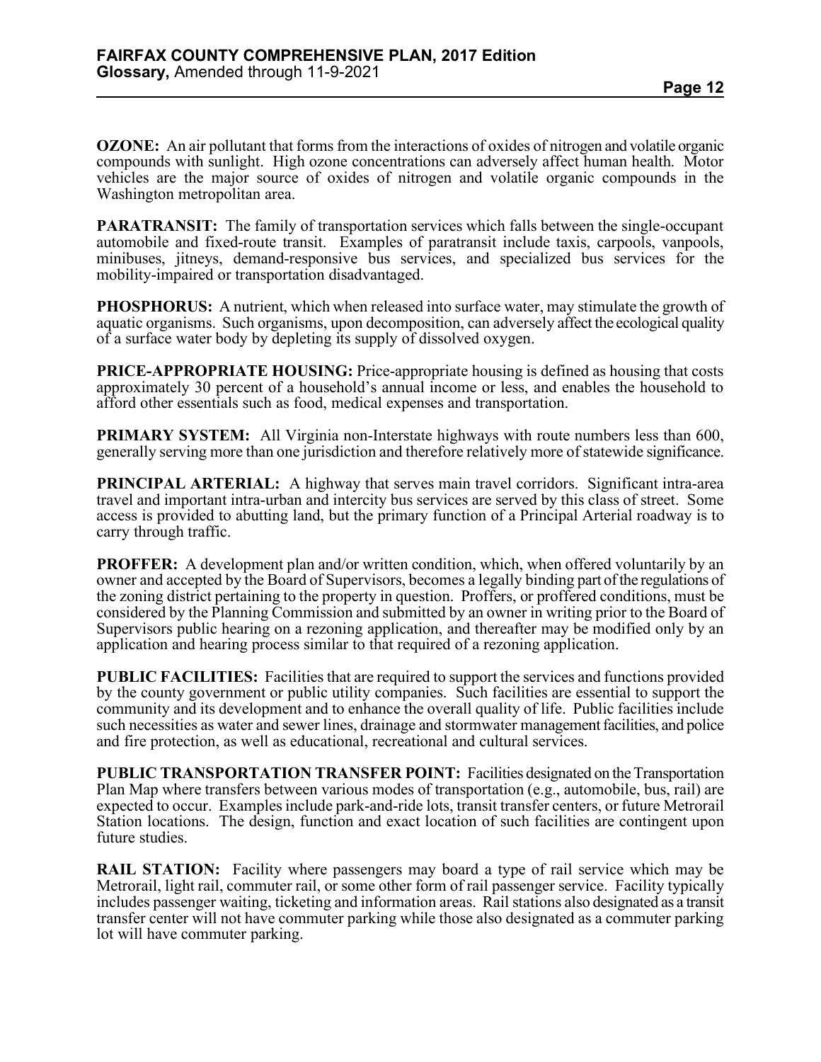**OZONE:** An air pollutant that forms from the interactions of oxides of nitrogen and volatile organic compounds with sunlight. High ozone concentrations can adversely affect human health. Motor vehicles are the major source of oxides of nitrogen and volatile organic compounds in the Washington metropolitan area.

**PARATRANSIT:** The family of transportation services which falls between the single-occupant automobile and fixed-route transit. Examples of paratransit include taxis, carpools, vanpools, minibuses, jitneys, demand-responsive bus services, and specialized bus services for the mobility-impaired or transportation disadvantaged.

**PHOSPHORUS:** A nutrient, which when released into surface water, may stimulate the growth of aquatic organisms. Such organisms, upon decomposition, can adversely affect the ecological quality of a surface water body by depleting its supply of dissolved oxygen.

**PRICE-APPROPRIATE HOUSING:** Price-appropriate housing is defined as housing that costs approximately 30 percent of a household's annual income or less, and enables the household to afford other essentials such as food, medical expenses and transportation.

**PRIMARY SYSTEM:** All Virginia non-Interstate highways with route numbers less than 600, generally serving more than one jurisdiction and therefore relatively more of statewide significance.

**PRINCIPAL ARTERIAL:** A highway that serves main travel corridors. Significant intra-area travel and important intra-urban and intercity bus services are served by this class of street. Some access is provided to abutting land, but the primary function of a Principal Arterial roadway is to carry through traffic.

**PROFFER:** A development plan and/or written condition, which, when offered voluntarily by an owner and accepted by the Board of Supervisors, becomes a legally binding part of the regulations of the zoning district pertaining to the property in question. Proffers, or proffered conditions, must be considered by the Planning Commission and submitted by an owner in writing prior to the Board of Supervisors public hearing on a rezoning application, and thereafter may be modified only by an application and hearing process similar to that required of a rezoning application.

**PUBLIC FACILITIES:** Facilities that are required to support the services and functions provided by the county government or public utility companies. Such facilities are essential to support the community and its development and to enhance the overall quality of life. Public facilities include such necessities as water and sewer lines, drainage and stormwater management facilities, and police and fire protection, as well as educational, recreational and cultural services.

**PUBLIC TRANSPORTATION TRANSFER POINT:** Facilities designated on the Transportation Plan Map where transfers between various modes of transportation (e.g., automobile, bus, rail) are expected to occur. Examples include park-and-ride lots, transit transfer centers, or future Metrorail Station locations. The design, function and exact location of such facilities are contingent upon future studies.

**RAIL STATION:** Facility where passengers may board a type of rail service which may be Metrorail, light rail, commuter rail, or some other form of rail passenger service. Facility typically includes passenger waiting, ticketing and information areas. Rail stations also designated as a transit transfer center will not have commuter parking while those also designated as a commuter parking lot will have commuter parking.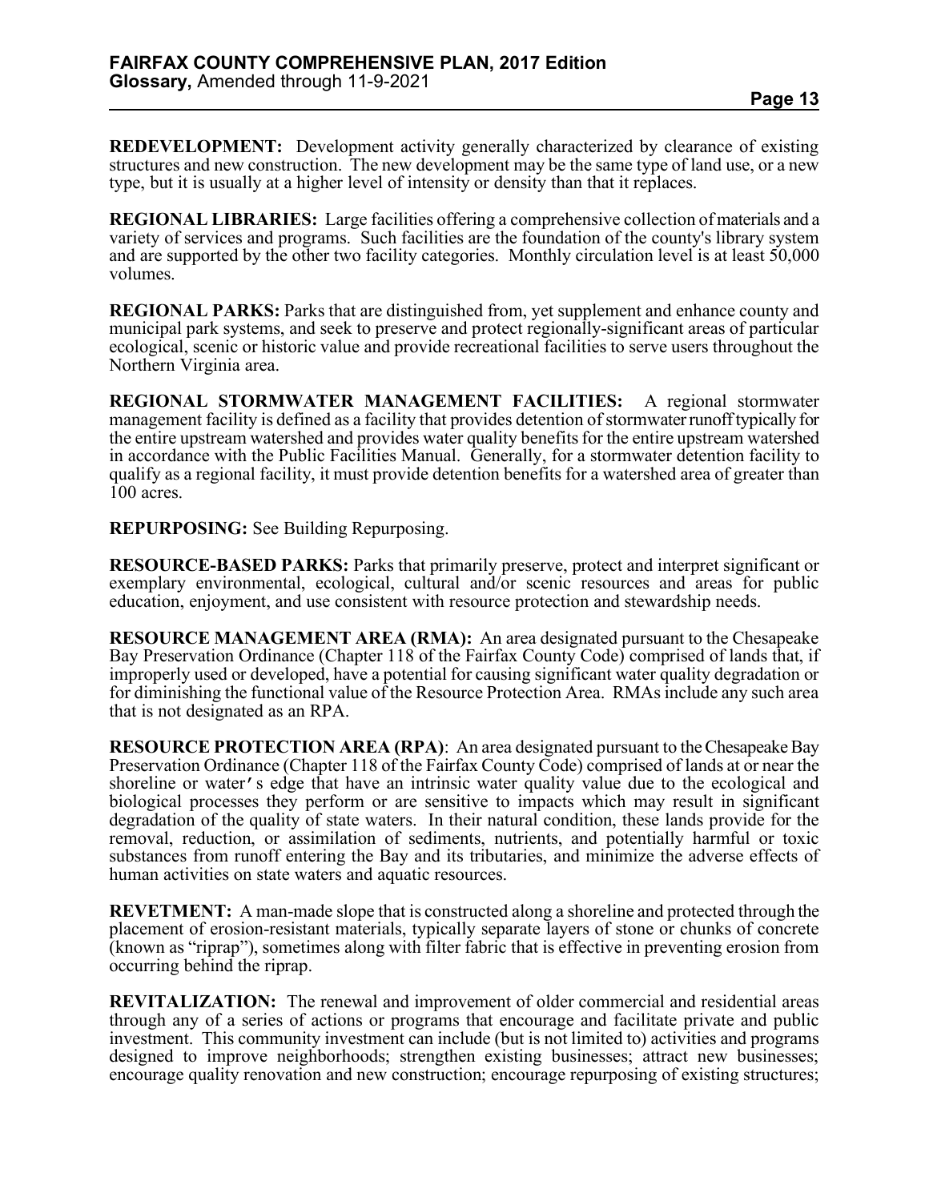**REDEVELOPMENT:** Development activity generally characterized by clearance of existing structures and new construction. The new development may be the same type of land use, or a new type, but it is usually at a higher level of intensity or density than that it replaces.

**REGIONAL LIBRARIES:** Large facilities offering a comprehensive collection of materials and a variety of services and programs. Such facilities are the foundation of the county's library system and are supported by the other two facility categories. Monthly circulation level is at least 50,000 volumes.

**REGIONAL PARKS:** Parks that are distinguished from, yet supplement and enhance county and municipal park systems, and seek to preserve and protect regionally-significant areas of particular ecological, scenic or historic value and provide recreational facilities to serve users throughout the Northern Virginia area.

**REGIONAL STORMWATER MANAGEMENT FACILITIES:** A regional stormwater management facility is defined as a facility that provides detention of stormwater runoff typically for the entire upstream watershed and provides water quality benefits for the entire upstream watershed in accordance with the Public Facilities Manual. Generally, for a stormwater detention facility to qualify as a regional facility, it must provide detention benefits for a watershed area of greater than 100 acres.

**REPURPOSING:** See Building Repurposing.

**RESOURCE-BASED PARKS:** Parks that primarily preserve, protect and interpret significant or exemplary environmental, ecological, cultural and/or scenic resources and areas for public education, enjoyment, and use consistent with resource protection and stewardship needs.

**RESOURCE MANAGEMENT AREA (RMA):** An area designated pursuant to the Chesapeake Bay Preservation Ordinance (Chapter 118 of the Fairfax County Code) comprised of lands that, if improperly used or developed, have a potential for causing significant water quality degradation or for diminishing the functional value of the Resource Protection Area. RMAs include any such area that is not designated as an RPA.

**RESOURCE PROTECTION AREA (RPA)**: An area designated pursuant to the Chesapeake Bay Preservation Ordinance (Chapter 118 of the Fairfax County Code) comprised of lands at or near the shoreline or water's edge that have an intrinsic water quality value due to the ecological and biological processes they perform or are sensitive to impacts which may result in significant degradation of the quality of state waters. In their natural condition, these lands provide for the removal, reduction, or assimilation of sediments, nutrients, and potentially harmful or toxic substances from runoff entering the Bay and its tributaries, and minimize the adverse effects of human activities on state waters and aquatic resources.

**REVETMENT:** A man-made slope that is constructed along a shoreline and protected through the placement of erosion-resistant materials, typically separate layers of stone or chunks of concrete (known as "riprap"), sometimes along with filter fabric that is effective in preventing erosion from occurring behind the riprap.

**REVITALIZATION:** The renewal and improvement of older commercial and residential areas through any of a series of actions or programs that encourage and facilitate private and public investment. This community investment can include (but is not limited to) activities and programs designed to improve neighborhoods; strengthen existing businesses; attract new businesses; encourage quality renovation and new construction; encourage repurposing of existing structures;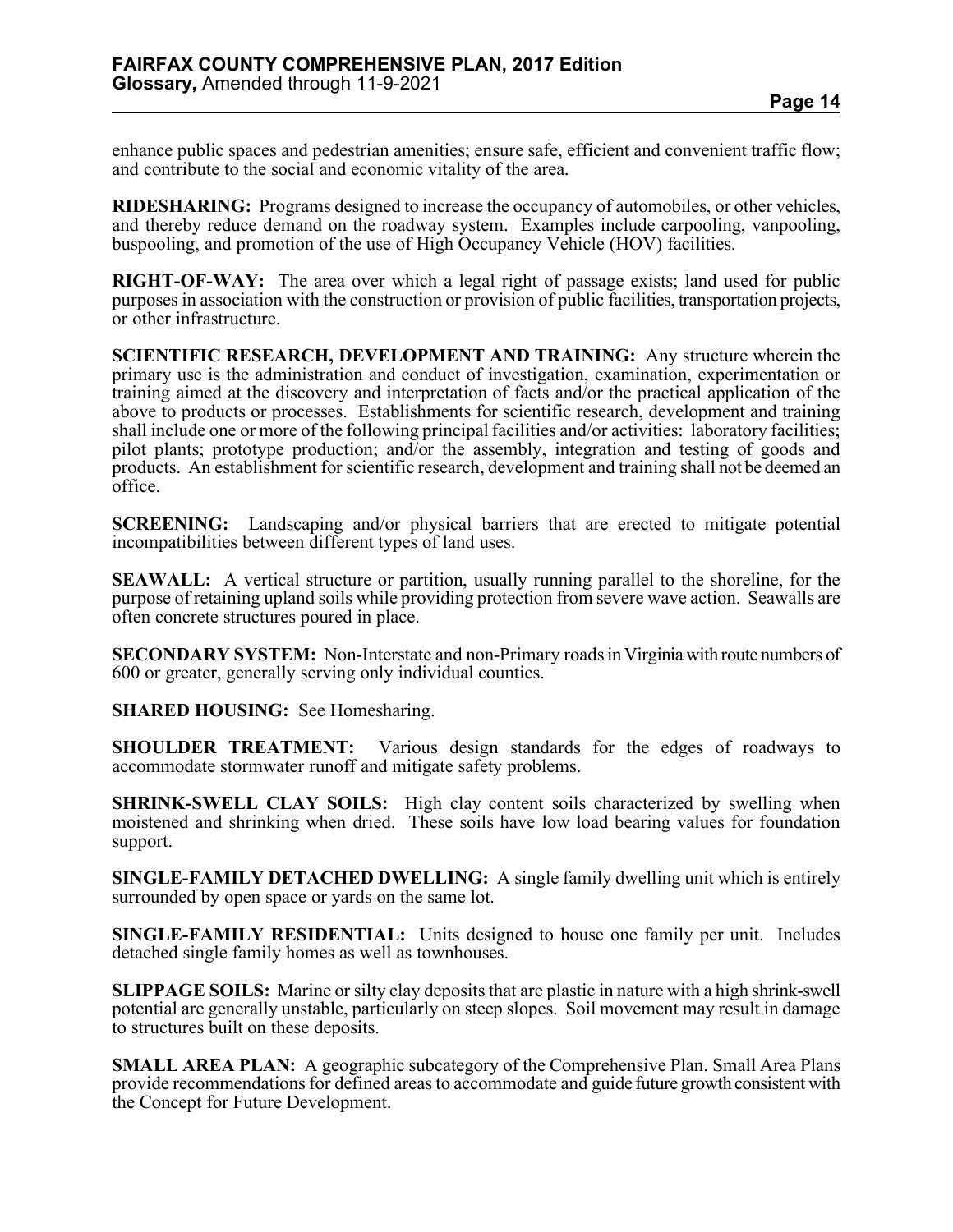enhance public spaces and pedestrian amenities; ensure safe, efficient and convenient traffic flow; and contribute to the social and economic vitality of the area.

**RIDESHARING:** Programs designed to increase the occupancy of automobiles, or other vehicles, and thereby reduce demand on the roadway system. Examples include carpooling, vanpooling, buspooling, and promotion of the use of High Occupancy Vehicle (HOV) facilities.

**RIGHT-OF-WAY:** The area over which a legal right of passage exists; land used for public purposes in association with the construction or provision of public facilities, transportation projects, or other infrastructure.

**SCIENTIFIC RESEARCH, DEVELOPMENT AND TRAINING:** Any structure wherein the primary use is the administration and conduct of investigation, examination, experimentation or training aimed at the discovery and interpretation of facts and/or the practical application of the above to products or processes. Establishments for scientific research, development and training shall include one or more of the following principal facilities and/or activities: laboratory facilities; pilot plants; prototype production; and/or the assembly, integration and testing of goods and products. An establishment for scientific research, development and training shall not be deemed an office.

**SCREENING:** Landscaping and/or physical barriers that are erected to mitigate potential incompatibilities between different types of land uses.

**SEAWALL:** A vertical structure or partition, usually running parallel to the shoreline, for the purpose of retaining upland soils while providing protection from severe wave action. Seawalls are often concrete structures poured in place.

**SECONDARY SYSTEM:** Non-Interstate and non-Primary roads in Virginia with route numbers of 600 or greater, generally serving only individual counties.

**SHARED HOUSING:** See Homesharing.

**SHOULDER TREATMENT:** Various design standards for the edges of roadways to accommodate stormwater runoff and mitigate safety problems.

**SHRINK-SWELL CLAY SOILS:** High clay content soils characterized by swelling when moistened and shrinking when dried. These soils have low load bearing values for foundation support.

**SINGLE-FAMILY DETACHED DWELLING:** A single family dwelling unit which is entirely surrounded by open space or yards on the same lot.

**SINGLE-FAMILY RESIDENTIAL:** Units designed to house one family per unit. Includes detached single family homes as well as townhouses.

**SLIPPAGE SOILS:** Marine or silty clay deposits that are plastic in nature with a high shrink-swell potential are generally unstable, particularly on steep slopes. Soil movement may result in damage to structures built on these deposits.

**SMALL AREA PLAN:** A geographic subcategory of the Comprehensive Plan. Small Area Plans provide recommendations for defined areas to accommodate and guide future growth consistent with the Concept for Future Development.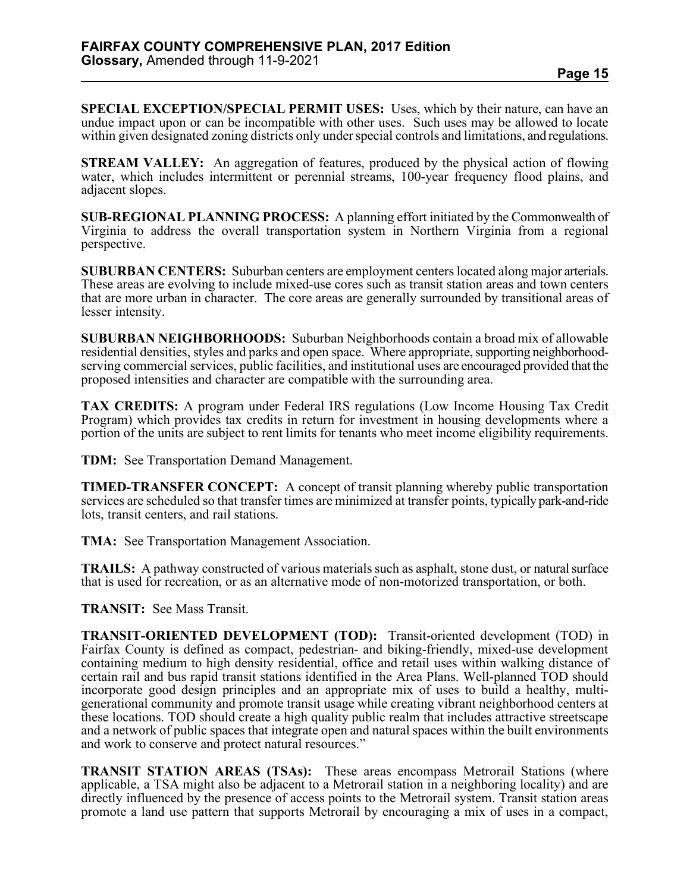**SPECIAL EXCEPTION/SPECIAL PERMIT USES:** Uses, which by their nature, can have an undue impact upon or can be incompatible with other uses. Such uses may be allowed to locate within given designated zoning districts only under special controls and limitations, and regulations.

**STREAM VALLEY:** An aggregation of features, produced by the physical action of flowing water, which includes intermittent or perennial streams, 100-year frequency flood plains, and adjacent slopes.

**SUB-REGIONAL PLANNING PROCESS:** A planning effort initiated by the Commonwealth of Virginia to address the overall transportation system in Northern Virginia from a regional perspective.

**SUBURBAN CENTERS:** Suburban centers are employment centers located along major arterials. These areas are evolving to include mixed-use cores such as transit station areas and town centers that are more urban in character. The core areas are generally surrounded by transitional areas of lesser intensity.

**SUBURBAN NEIGHBORHOODS:** Suburban Neighborhoods contain a broad mix of allowable residential densities, styles and parks and open space. Where appropriate, supporting neighborhood-serving commercial services, public facilities, and institutional uses are encouraged provided that the proposed intensities and character are compatible with the surrounding area.

**TAX CREDITS:** A program under Federal IRS regulations (Low Income Housing Tax Credit Program) which provides tax credits in return for investment in housing developments where a portion of the units are subject to rent limits for tenants who meet income eligibility requirements.

**TDM:** See Transportation Demand Management.

**TIMED-TRANSFER CONCEPT:** A concept of transit planning whereby public transportation services are scheduled so that transfer times are minimized at transfer points, typically park-and-ride lots, transit centers, and rail stations.

**TMA:** See Transportation Management Association.

**TRAILS:** A pathway constructed of various materials such as asphalt, stone dust, or natural surface that is used for recreation, or as an alternative mode of non-motorized transportation, or both.

**TRANSIT:** See Mass Transit.

**TRANSIT-ORIENTED DEVELOPMENT (TOD):** Transit-oriented development (TOD) in Fairfax County is defined as compact, pedestrian- and biking-friendly, mixed-use development containing medium to high density residential, office and retail uses within walking distance of certain rail and bus rapid transit stations identified in the Area Plans. Well-planned TOD should incorporate good design principles and an appropriate mix of uses to build a healthy, multi-generational community and promote transit usage while creating vibrant neighborhood centers at these locations. TOD should create a high quality public realm that includes attractive streetscape and a network of public spaces that integrate open and natural spaces within the built environments and work to conserve and protect natural resources."

**TRANSIT STATION AREAS (TSAs):** These areas encompass Metrorail Stations (where applicable, a TSA might also be adjacent to a Metrorail station in a neighboring locality) and are directly influenced by the presence of access points to the Metrorail system. Transit station areas promote a land use pattern that supports Metrorail by encouraging a mix of uses in a compact,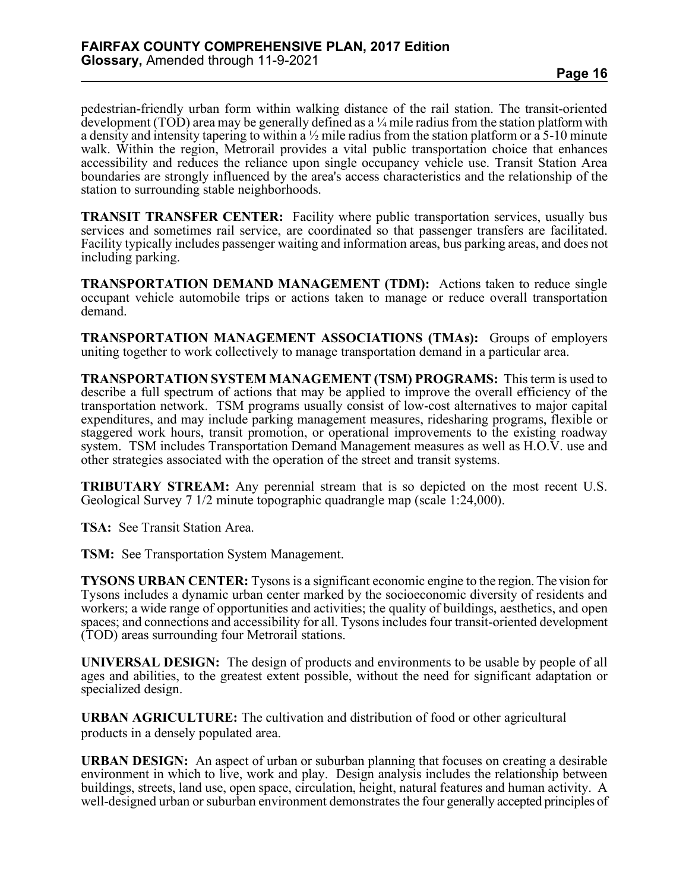pedestrian-friendly urban form within walking distance of the rail station. The transit-oriented development (TOD) area may be generally defined as a ¼ mile radius from the station platform with a density and intensity tapering to within a ½ mile radius from the station platform or a 5-10 minute walk. Within the region, Metrorail provides a vital public transportation choice that enhances accessibility and reduces the reliance upon single occupancy vehicle use. Transit Station Area boundaries are strongly influenced by the area's access characteristics and the relationship of the station to surrounding stable neighborhoods.

**TRANSIT TRANSFER CENTER:** Facility where public transportation services, usually bus services and sometimes rail service, are coordinated so that passenger transfers are facilitated. Facility typically includes passenger waiting and information areas, bus parking areas, and does not including parking.

**TRANSPORTATION DEMAND MANAGEMENT (TDM):** Actions taken to reduce single occupant vehicle automobile trips or actions taken to manage or reduce overall transportation demand.

**TRANSPORTATION MANAGEMENT ASSOCIATIONS (TMAs):** Groups of employers uniting together to work collectively to manage transportation demand in a particular area.

**TRANSPORTATION SYSTEM MANAGEMENT (TSM) PROGRAMS:** This term is used to describe a full spectrum of actions that may be applied to improve the overall efficiency of the transportation network. TSM programs usually consist of low-cost alternatives to major capital expenditures, and may include parking management measures, ridesharing programs, flexible or staggered work hours, transit promotion, or operational improvements to the existing roadway system. TSM includes Transportation Demand Management measures as well as H.O.V. use and other strategies associated with the operation of the street and transit systems.

**TRIBUTARY STREAM:** Any perennial stream that is so depicted on the most recent U.S. Geological Survey 7 1/2 minute topographic quadrangle map (scale 1:24,000).

**TSA:** See Transit Station Area.

**TSM:** See Transportation System Management.

**TYSONS URBAN CENTER:** Tysons is a significant economic engine to the region. The vision for Tysons includes a dynamic urban center marked by the socioeconomic diversity of residents and workers; a wide range of opportunities and activities; the quality of buildings, aesthetics, and open spaces; and connections and accessibility for all. Tysons includes four transit-oriented development (TOD) areas surrounding four Metrorail stations.

**UNIVERSAL DESIGN:** The design of products and environments to be usable by people of all ages and abilities, to the greatest extent possible, without the need for significant adaptation or specialized design.

**URBAN AGRICULTURE:** The cultivation and distribution of food or other agricultural products in a densely populated area.

**URBAN DESIGN:** An aspect of urban or suburban planning that focuses on creating a desirable environment in which to live, work and play. Design analysis includes the relationship between buildings, streets, land use, open space, circulation, height, natural features and human activity. A well-designed urban or suburban environment demonstrates the four generally accepted principles of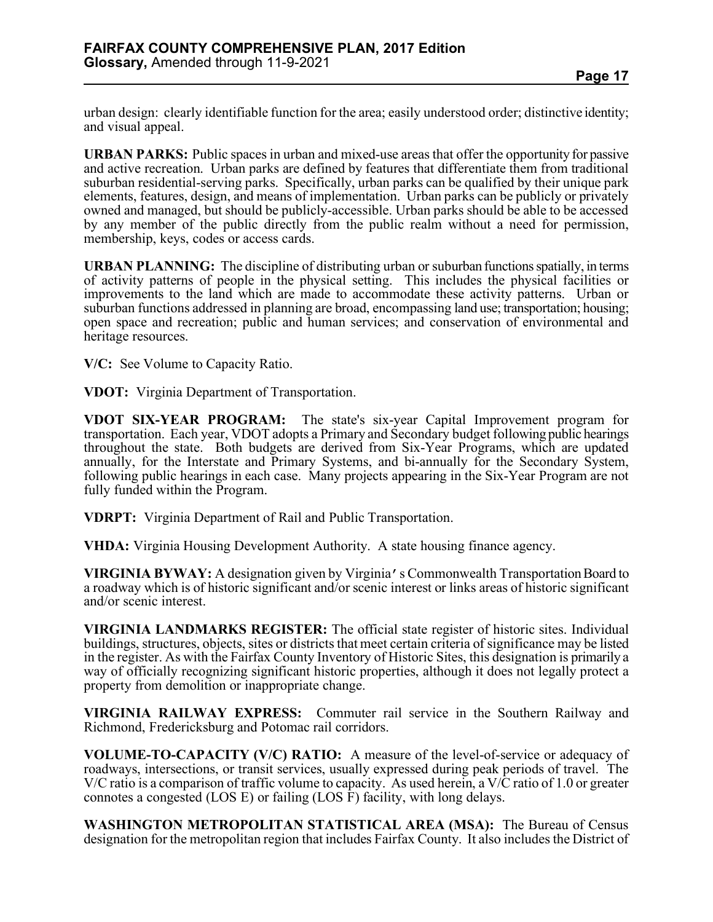urban design: clearly identifiable function for the area; easily understood order; distinctive identity; and visual appeal.

**URBAN PARKS:** Public spaces in urban and mixed-use areas that offer the opportunity for passive and active recreation. Urban parks are defined by features that differentiate them from traditional suburban residential-serving parks. Specifically, urban parks can be qualified by their unique park elements, features, design, and means of implementation. Urban parks can be publicly or privately owned and managed, but should be publicly-accessible. Urban parks should be able to be accessed by any member of the public directly from the public realm without a need for permission, membership, keys, codes or access cards.

**URBAN PLANNING:** The discipline of distributing urban or suburban functions spatially, in terms of activity patterns of people in the physical setting. This includes the physical facilities or improvements to the land which are made to accommodate these activity patterns. Urban or suburban functions addressed in planning are broad, encompassing land use; transportation; housing; open space and recreation; public and human services; and conservation of environmental and heritage resources.

**V/C:** See Volume to Capacity Ratio.

**VDOT:** Virginia Department of Transportation.

**VDOT SIX-YEAR PROGRAM:** The state's six-year Capital Improvement program for transportation. Each year, VDOT adopts a Primary and Secondary budget following public hearings throughout the state. Both budgets are derived from Six-Year Programs, which are updated annually, for the Interstate and Primary Systems, and bi-annually for the Secondary System, following public hearings in each case. Many projects appearing in the Six-Year Program are not fully funded within the Program.

**VDRPT:** Virginia Department of Rail and Public Transportation.

**VHDA:** Virginia Housing Development Authority. A state housing finance agency.

**VIRGINIA BYWAY:** A designation given by Virginia's Commonwealth Transportation Board to a roadway which is of historic significant and/or scenic interest or links areas of historic significant and/or scenic interest.

**VIRGINIA LANDMARKS REGISTER:** The official state register of historic sites. Individual buildings, structures, objects, sites or districts that meet certain criteria of significance may be listed in the register. As with the Fairfax County Inventory of Historic Sites, this designation is primarily a way of officially recognizing significant historic properties, although it does not legally protect a property from demolition or inappropriate change.

**VIRGINIA RAILWAY EXPRESS:** Commuter rail service in the Southern Railway and Richmond, Fredericksburg and Potomac rail corridors.

**VOLUME-TO-CAPACITY (V/C) RATIO:** A measure of the level-of-service or adequacy of roadways, intersections, or transit services, usually expressed during peak periods of travel. The V/C ratio is a comparison of traffic volume to capacity. As used herein, a V/C ratio of 1.0 or greater connotes a congested (LOS E) or failing (LOS F) facility, with long delays.

**WASHINGTON METROPOLITAN STATISTICAL AREA (MSA):** The Bureau of Census designation for the metropolitan region that includes Fairfax County. It also includes the District of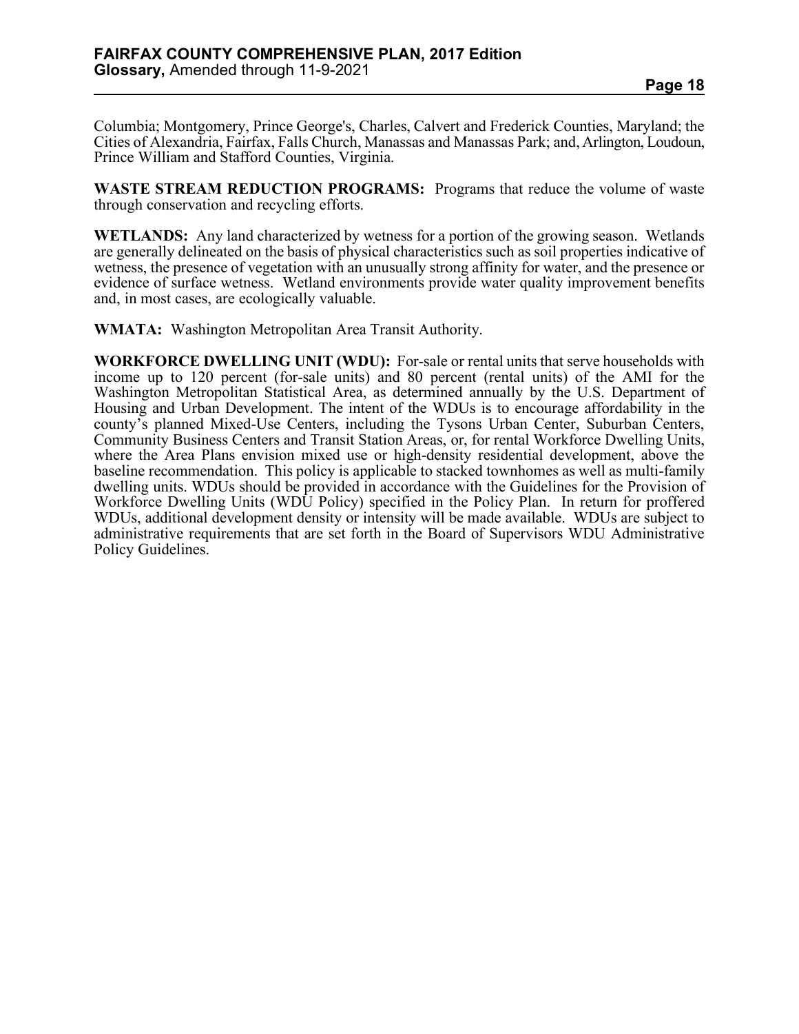Columbia; Montgomery, Prince George's, Charles, Calvert and Frederick Counties, Maryland; the Cities of Alexandria, Fairfax, Falls Church, Manassas and Manassas Park; and, Arlington, Loudoun, Prince William and Stafford Counties, Virginia.

**WASTE STREAM REDUCTION PROGRAMS:** Programs that reduce the volume of waste through conservation and recycling efforts.

**WETLANDS:** Any land characterized by wetness for a portion of the growing season. Wetlands are generally delineated on the basis of physical characteristics such as soil properties indicative of wetness, the presence of vegetation with an unusually strong affinity for water, and the presence or evidence of surface wetness. Wetland environments provide water quality improvement benefits and, in most cases, are ecologically valuable.

**WMATA:** Washington Metropolitan Area Transit Authority.

**WORKFORCE DWELLING UNIT (WDU):** For-sale or rental units that serve households with income up to 120 percent (for-sale units) and 80 percent (rental units) of the AMI for the Washington Metropolitan Statistical Area, as determined annually by the U.S. Department of Housing and Urban Development. The intent of the WDUs is to encourage affordability in the county's planned Mixed-Use Centers, including the Tysons Urban Center, Suburban Centers, Community Business Centers and Transit Station Areas, or, for rental Workforce Dwelling Units, where the Area Plans envision mixed use or high-density residential development, above the baseline recommendation. This policy is applicable to stacked townhomes as well as multi-family dwelling units. WDUs should be provided in accordance with the Guidelines for the Provision of Workforce Dwelling Units (WDU Policy) specified in the Policy Plan. In return for proffered WDUs, additional development density or intensity will be made available. WDUs are subject to administrative requirements that are set forth in the Board of Supervisors WDU Administrative Policy Guidelines.